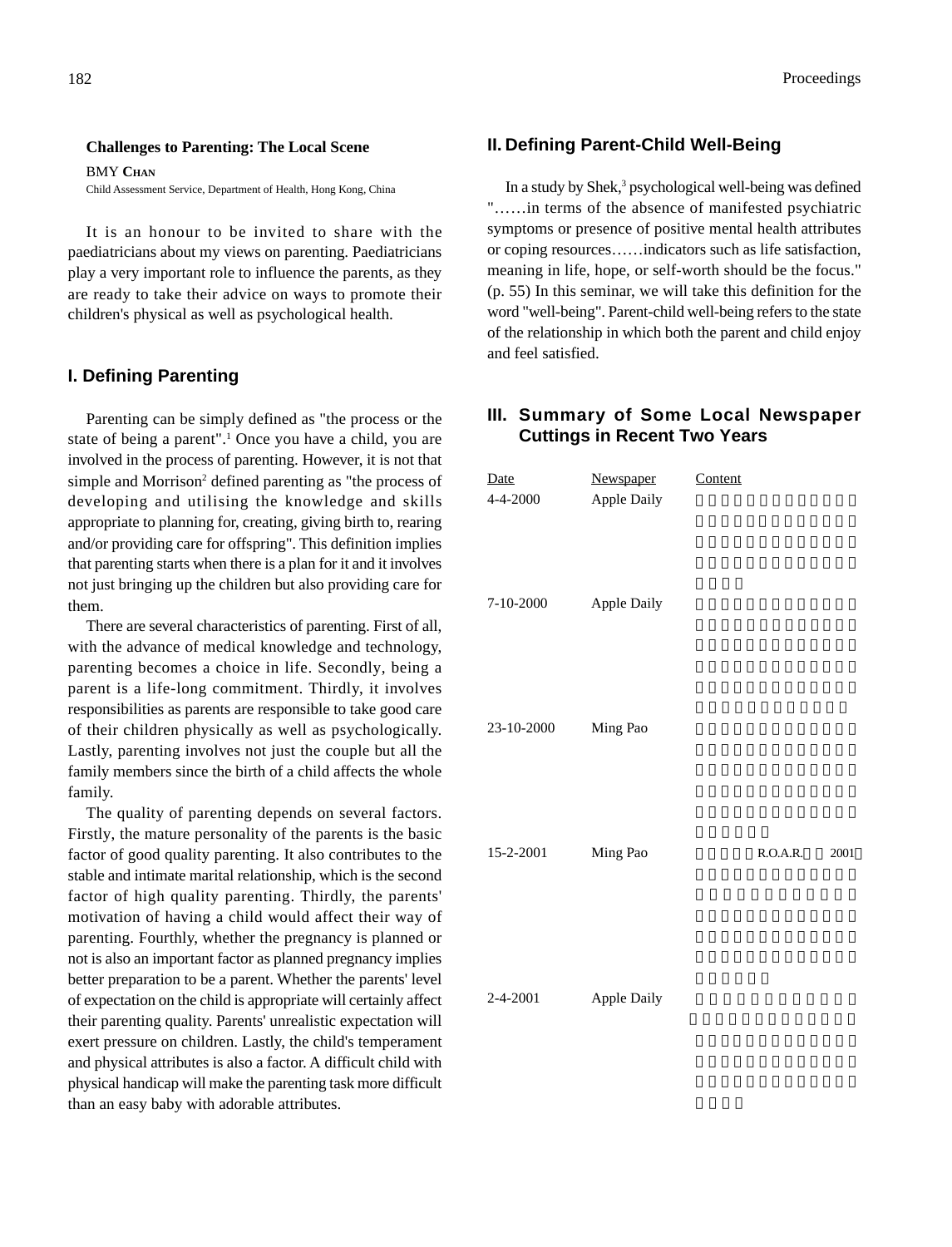## Challenges to Parenting: The Local Scene

BMY **Chan**

Child Assessment Service, Department of Health, Hong Kong, China

It is an honour to be invited to share with the paediatricians about my views on parenting. Paediatricians play a very important role to influence the parents, as they are ready to take their advice on ways to promote their children's physical as well as psychological health.

## I. Defining Parenting

Parenting can be simply defined as "the process or the state of being a parent".[1] Once you have a child, you are involved in the process of parenting. However, it is not that simple and Morrison[2] defined parenting as "the process of developing and utilising the knowledge and skills appropriate to planning for, creating, giving birth to, rearing and/or providing care for offspring". This definition implies that parenting starts when there is a plan for it and it involves not just bringing up the children but also providing care for them.

There are several characteristics of parenting. First of all, with the advance of medical knowledge and technology, parenting becomes a choice in life. Secondly, being a parent is a life-long commitment. Thirdly, it involves responsibilities as parents are responsible to take good care of their children physically as well as psychologically. Lastly, parenting involves not just the couple but all the family members since the birth of a child affects the whole family.

The quality of parenting depends on several factors. Firstly, the mature personality of the parents is the basic factor of good quality parenting. It also contributes to the stable and intimate marital relationship, which is the second factor of high quality parenting. Thirdly, the parents' motivation of having a child would affect their way of parenting. Fourthly, whether the pregnancy is planned or not is also an important factor as planned pregnancy implies better preparation to be a parent. Whether the parents' level of expectation on the child is appropriate will certainly affect their parenting quality. Parents' unrealistic expectation will exert pressure on children. Lastly, the child's temperament and physical attributes is also a factor. A difficult child with physical handicap will make the parenting task more difficult than an easy baby with adorable attributes.

## II. Defining Parent-Child Well-Being

In a study by Shek,[3] psychological well-being was defined "……in terms of the absence of manifested psychiatric symptoms or presence of positive mental health attributes or coping resources……indicators such as life satisfaction, meaning in life, hope, or self-worth should be the focus." (p. 55) In this seminar, we will take this definition for the word "well-being". Parent-child well-being refers to the state of the relationship in which both the parent and child enjoy and feel satisfied.

## III. Summary of Some Local Newspaper Cuttings in Recent Two Years

| Date | Newspaper | Content |
|---|---|---|
| 4-4-2000 | Apple Daily | |
| 7-10-2000 | Apple Daily | |
| 23-10-2000 | Ming Pao | |
| 15-2-2001 | Ming Pao | R.O.A.R. 2001 |
| 2-4-2001 | Apple Daily | |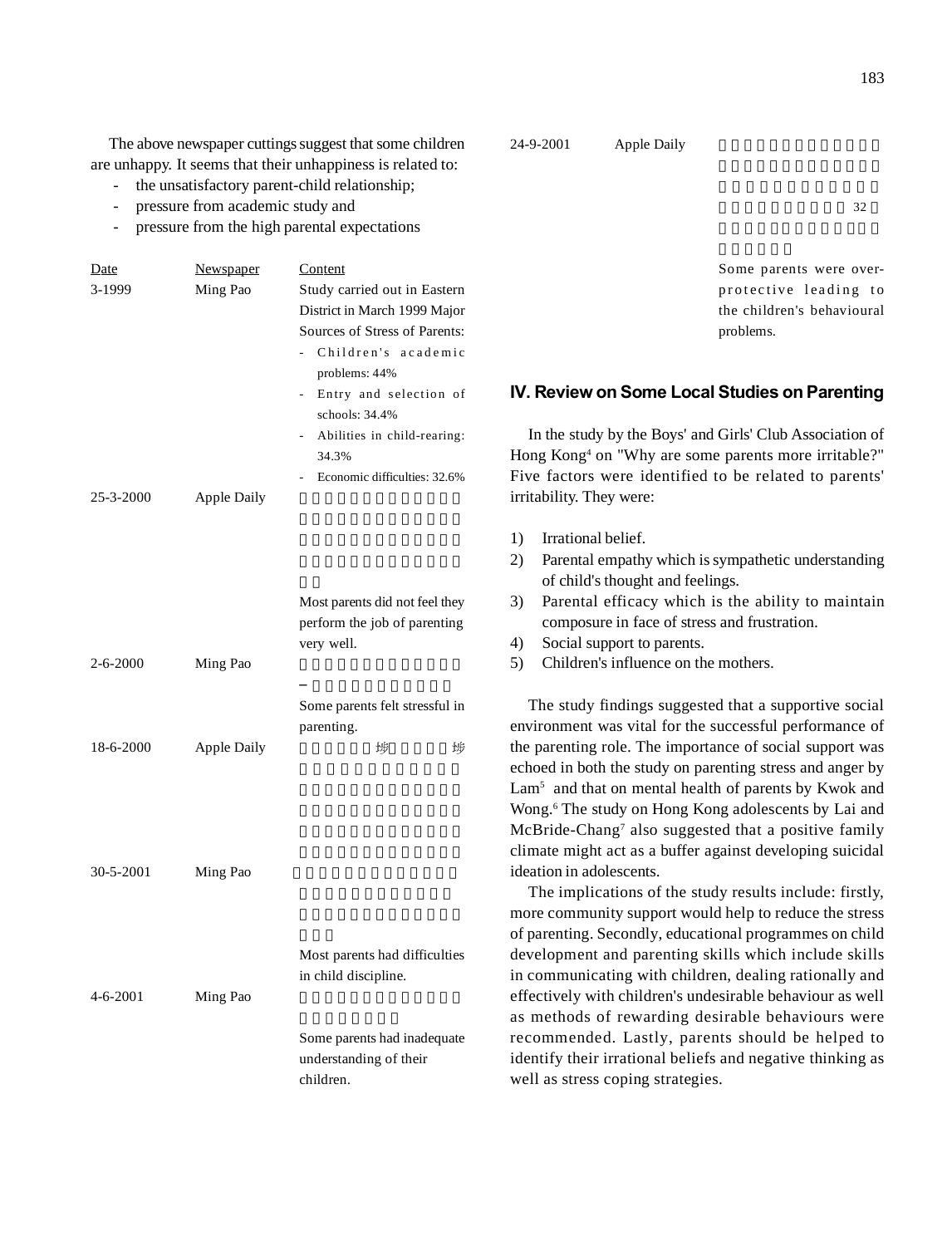The above newspaper cuttings suggest that some children are unhappy. It seems that their unhappiness is related to:

- the unsatisfactory parent-child relationship;
- pressure from academic study and
- pressure from the high parental expectations

| Date | Newspaper | Content |
|---|---|---|
| 3-1999 | Ming Pao | Study carried out in Eastern District in March 1999 Major Sources of Stress of Parents:<br>- Children's academic problems: 44%<br>- Entry and selection of schools: 34.4%<br>- Abilities in child-rearing: 34.3%<br>- Economic difficulties: 32.6% |
| 25-3-2000 | Apple Daily | Most parents did not feel they perform the job of parenting very well. |
| 2-6-2000 | Ming Pao | Some parents felt stressful in parenting. |
| 18-6-2000 | Apple Daily | |
| 30-5-2001 | Ming Pao | Most parents had difficulties in child discipline. |
| 4-6-2001 | Ming Pao | Some parents had inadequate understanding of their children. |
| 24-9-2001 | Apple Daily | Some parents were over-protective leading to the children's behavioural problems. |

## IV. Review on Some Local Studies on Parenting

In the study by the Boys' and Girls' Club Association of Hong Kong[4] on "Why are some parents more irritable?" Five factors were identified to be related to parents' irritability. They were:

1) Irrational belief.
2) Parental empathy which is sympathetic understanding of child's thought and feelings.
3) Parental efficacy which is the ability to maintain composure in face of stress and frustration.
4) Social support to parents.
5) Children's influence on the mothers.

The study findings suggested that a supportive social environment was vital for the successful performance of the parenting role. The importance of social support was echoed in both the study on parenting stress and anger by Lam[5] and that on mental health of parents by Kwok and Wong.[6] The study on Hong Kong adolescents by Lai and McBride-Chang[7] also suggested that a positive family climate might act as a buffer against developing suicidal ideation in adolescents.

The implications of the study results include: firstly, more community support would help to reduce the stress of parenting. Secondly, educational programmes on child development and parenting skills which include skills in communicating with children, dealing rationally and effectively with children's undesirable behaviour as well as methods of rewarding desirable behaviours were recommended. Lastly, parents should be helped to identify their irrational beliefs and negative thinking as well as stress coping strategies.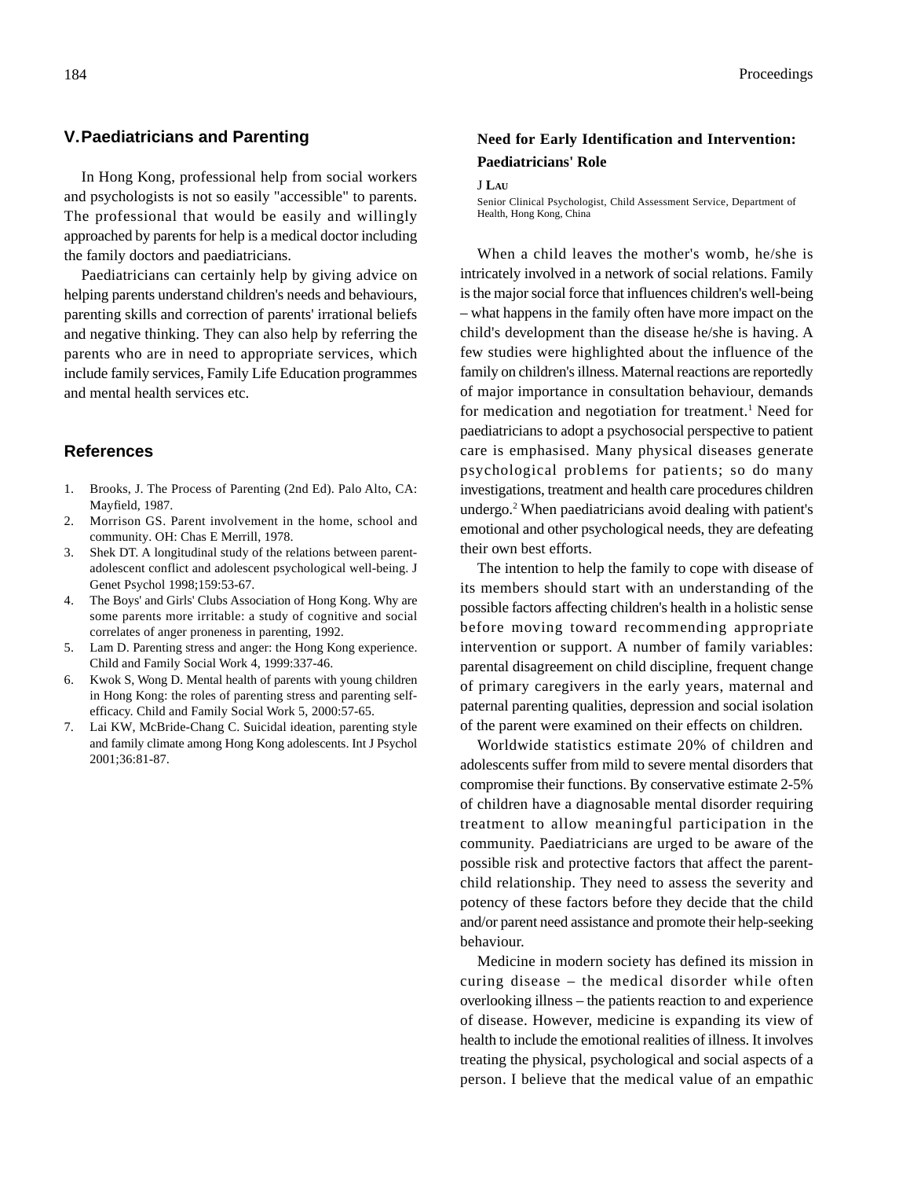## V. Paediatricians and Parenting

In Hong Kong, professional help from social workers and psychologists is not so easily "accessible" to parents. The professional that would be easily and willingly approached by parents for help is a medical doctor including the family doctors and paediatricians.

Paediatricians can certainly help by giving advice on helping parents understand children's needs and behaviours, parenting skills and correction of parents' irrational beliefs and negative thinking. They can also help by referring the parents who are in need to appropriate services, which include family services, Family Life Education programmes and mental health services etc.

## References

1. Brooks, J. The Process of Parenting (2nd Ed). Palo Alto, CA: Mayfield, 1987.
2. Morrison GS. Parent involvement in the home, school and community. OH: Chas E Merrill, 1978.
3. Shek DT. A longitudinal study of the relations between parent-adolescent conflict and adolescent psychological well-being. J Genet Psychol 1998;159:53-67.
4. The Boys' and Girls' Clubs Association of Hong Kong. Why are some parents more irritable: a study of cognitive and social correlates of anger proneness in parenting, 1992.
5. Lam D. Parenting stress and anger: the Hong Kong experience. Child and Family Social Work 4, 1999:337-46.
6. Kwok S, Wong D. Mental health of parents with young children in Hong Kong: the roles of parenting stress and parenting self-efficacy. Child and Family Social Work 5, 2000:57-65.
7. Lai KW, McBride-Chang C. Suicidal ideation, parenting style and family climate among Hong Kong adolescents. Int J Psychol 2001;36:81-87.

### Need for Early Identification and Intervention: Paediatricians' Role

J Lau

Senior Clinical Psychologist, Child Assessment Service, Department of Health, Hong Kong, China

When a child leaves the mother's womb, he/she is intricately involved in a network of social relations. Family is the major social force that influences children's well-being – what happens in the family often have more impact on the child's development than the disease he/she is having. A few studies were highlighted about the influence of the family on children's illness. Maternal reactions are reportedly of major importance in consultation behaviour, demands for medication and negotiation for treatment.[1] Need for paediatricians to adopt a psychosocial perspective to patient care is emphasised. Many physical diseases generate psychological problems for patients; so do many investigations, treatment and health care procedures children undergo.[2] When paediatricians avoid dealing with patient's emotional and other psychological needs, they are defeating their own best efforts.

The intention to help the family to cope with disease of its members should start with an understanding of the possible factors affecting children's health in a holistic sense before moving toward recommending appropriate intervention or support. A number of family variables: parental disagreement on child discipline, frequent change of primary caregivers in the early years, maternal and paternal parenting qualities, depression and social isolation of the parent were examined on their effects on children.

Worldwide statistics estimate 20% of children and adolescents suffer from mild to severe mental disorders that compromise their functions. By conservative estimate 2-5% of children have a diagnosable mental disorder requiring treatment to allow meaningful participation in the community. Paediatricians are urged to be aware of the possible risk and protective factors that affect the parent-child relationship. They need to assess the severity and potency of these factors before they decide that the child and/or parent need assistance and promote their help-seeking behaviour.

Medicine in modern society has defined its mission in curing disease – the medical disorder while often overlooking illness – the patients reaction to and experience of disease. However, medicine is expanding its view of health to include the emotional realities of illness. It involves treating the physical, psychological and social aspects of a person. I believe that the medical value of an empathic